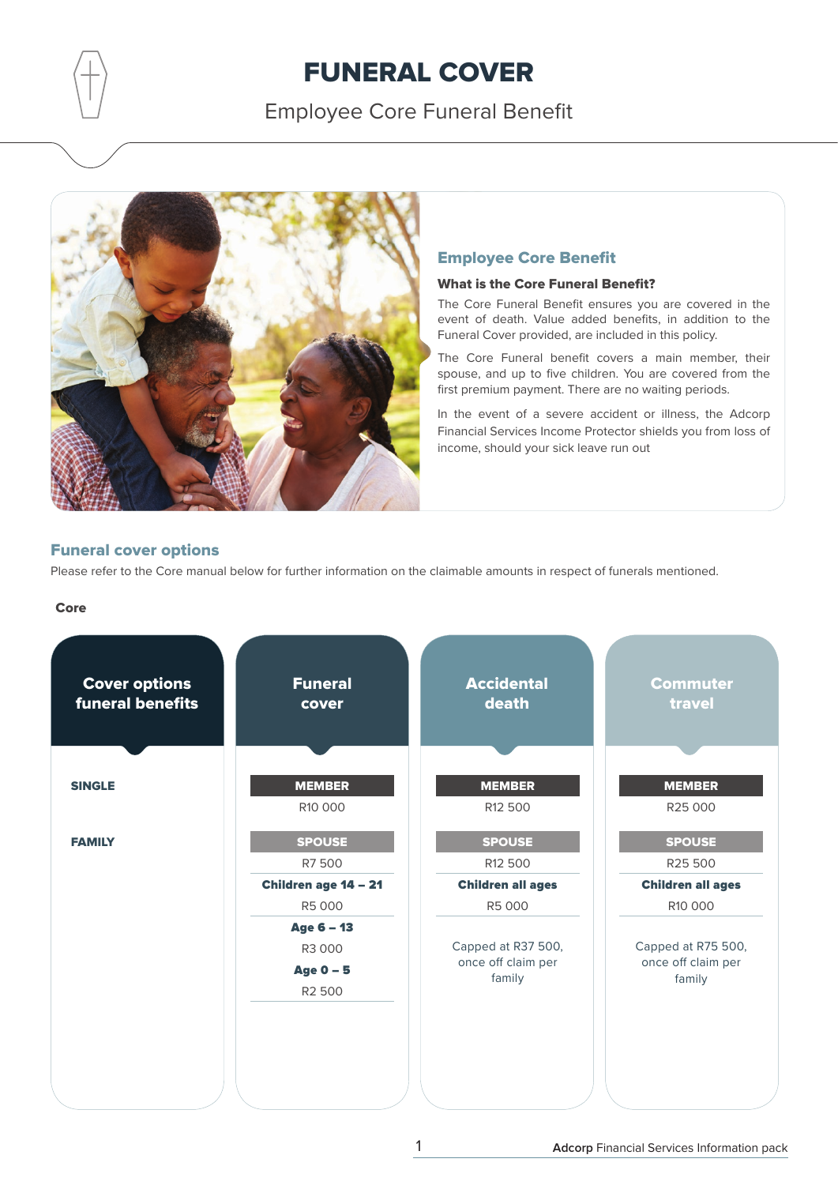# FUNERAL COVER

Employee Core Funeral Benefit

## Employee Core Benefit

### What is the Core Funeral Benefit?

The Core Funeral Benefit ensures you are covered in the event of death. Value added benefits, in addition to the Funeral Cover provided, are included in this policy.

The Core Funeral benefit covers a main member, their spouse, and up to five children. You are covered from the first premium payment. There are no waiting periods.

In the event of a severe accident or illness, the Adcorp Financial Services Income Protector shields you from loss of income, should your sick leave run out

## Funeral cover options

Please refer to the Core manual below for further information on the claimable amounts in respect of funerals mentioned.

**Core**

| Cover options funeral benefits | Funeral cover | Accidental death | Commuter travel |
|---|---|---|---|
| **SINGLE** | **MEMBER** | **MEMBER** | **MEMBER** |
| | R10 000 | R12 500 | R25 000 |
| **FAMILY** | **SPOUSE** | **SPOUSE** | **SPOUSE** |
| | R7 500 | R12 500 | R25 500 |
| | **Children age 14 – 21** | **Children all ages** | **Children all ages** |
| | R5 000 | R5 000 | R10 000 |
| | **Age 6 – 13** | Capped at R37 500, once off claim per family | Capped at R75 500, once off claim per family |
| | R3 000 | | |
| | **Age 0 – 5** | | |
| | R2 500 | | |

Adcorp Financial Services Information pack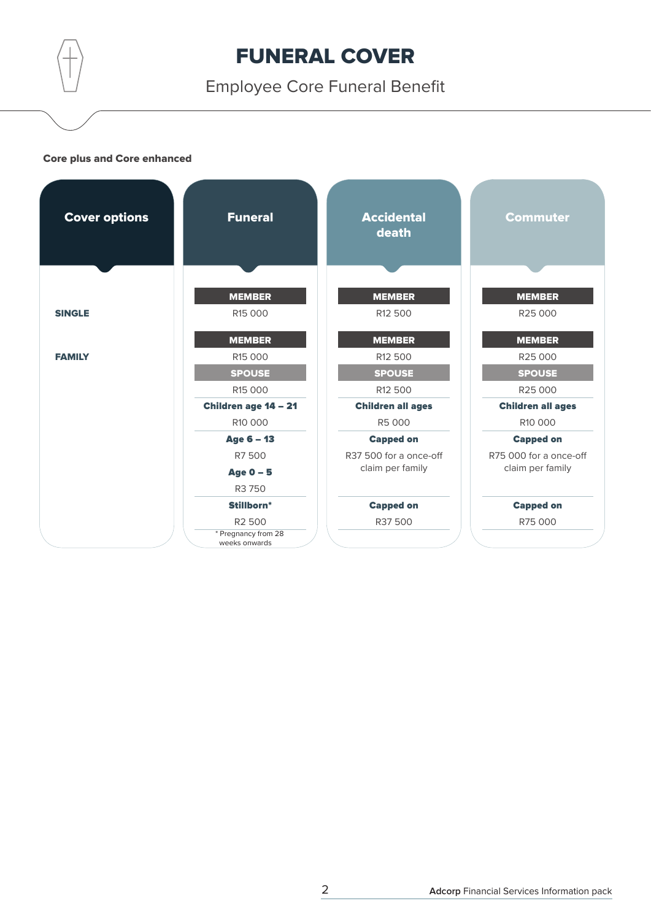# FUNERAL COVER

## Employee Core Funeral Benefit

**Core plus and Core enhanced**

| Cover options | Funeral | Accidental death | Commuter |
|---|---|---|---|
| **SINGLE** | **MEMBER** | **MEMBER** | **MEMBER** |
| | R15 000 | R12 500 | R25 000 |
| **FAMILY** | **MEMBER** | **MEMBER** | **MEMBER** |
| | R15 000 | R12 500 | R25 000 |
| | **SPOUSE** | **SPOUSE** | **SPOUSE** |
| | R15 000 | R12 500 | R25 000 |
| | **Children age 14 – 21** | **Children all ages** | **Children all ages** |
| | R10 000 | R5 000 | R10 000 |
| | **Age 6 – 13** | **Capped on** | **Capped on** |
| | R7 500 | R37 500 for a once-off claim per family | R75 000 for a once-off claim per family |
| | **Age 0 – 5** | | |
| | R3 750 | | |
| | **Stillborn*** | **Capped on** | **Capped on** |
| | R2 500 | R37 500 | R75 000 |

* Pregnancy from 28 weeks onwards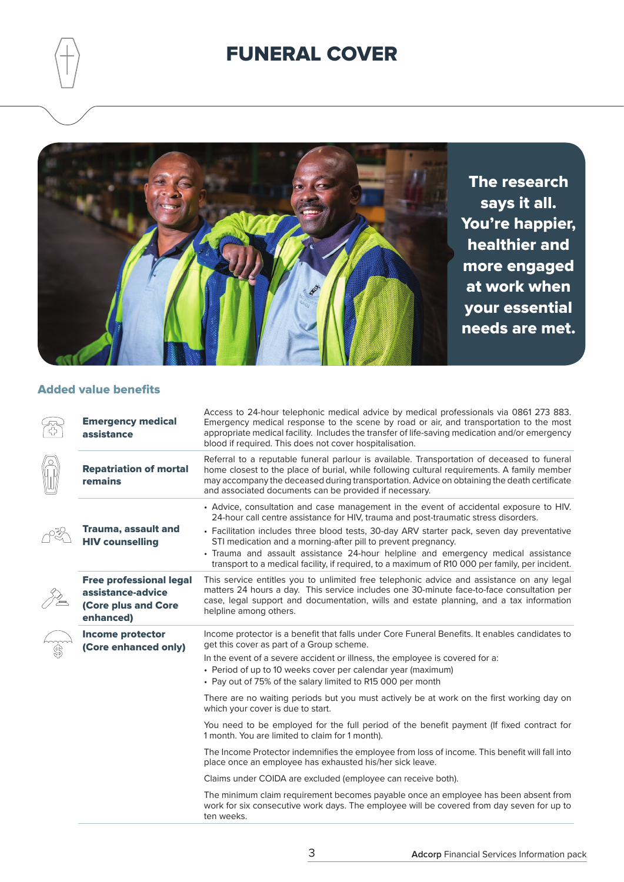# FUNERAL COVER

The research says it all. You're happier, healthier and more engaged at work when your essential needs are met.

## Added value benefits

| Benefit | Details |
|---|---|
| **Emergency medical assistance** | Access to 24-hour telephonic medical advice by medical professionals via 0861 273 883. Emergency medical response to the scene by road or air, and transportation to the most appropriate medical facility. Includes the transfer of life-saving medication and/or emergency blood if required. This does not cover hospitalisation. |
| **Repatriation of mortal remains** | Referral to a reputable funeral parlour is available. Transportation of deceased to funeral home closest to the place of burial, while following cultural requirements. A family member may accompany the deceased during transportation. Advice on obtaining the death certificate and associated documents can be provided if necessary. |
| **Trauma, assault and HIV counselling** | • Advice, consultation and case management in the event of accidental exposure to HIV. 24-hour call centre assistance for HIV, trauma and post-traumatic stress disorders.<br>• Facilitation includes three blood tests, 30-day ARV starter pack, seven day preventative STI medication and a morning-after pill to prevent pregnancy.<br>• Trauma and assault assistance 24-hour helpline and emergency medical assistance transport to a medical facility, if required, to a maximum of R10 000 per family, per incident. |
| **Free professional legal assistance-advice (Core plus and Core enhanced)** | This service entitles you to unlimited free telephonic advice and assistance on any legal matters 24 hours a day. This service includes one 30-minute face-to-face consultation per case, legal support and documentation, wills and estate planning, and a tax information helpline among others. |
| **Income protector (Core enhanced only)** | Income protector is a benefit that falls under Core Funeral Benefits. It enables candidates to get this cover as part of a Group scheme.<br>In the event of a severe accident or illness, the employee is covered for a:<br>• Period of up to 10 weeks cover per calendar year (maximum)<br>• Pay out of 75% of the salary limited to R15 000 per month<br><br>There are no waiting periods but you must actively be at work on the first working day on which your cover is due to start.<br><br>You need to be employed for the full period of the benefit payment (If fixed contract for 1 month. You are limited to claim for 1 month).<br><br>The Income Protector indemnifies the employee from loss of income. This benefit will fall into place once an employee has exhausted his/her sick leave.<br><br>Claims under COIDA are excluded (employee can receive both).<br><br>The minimum claim requirement becomes payable once an employee has been absent from work for six consecutive work days. The employee will be covered from day seven for up to ten weeks. |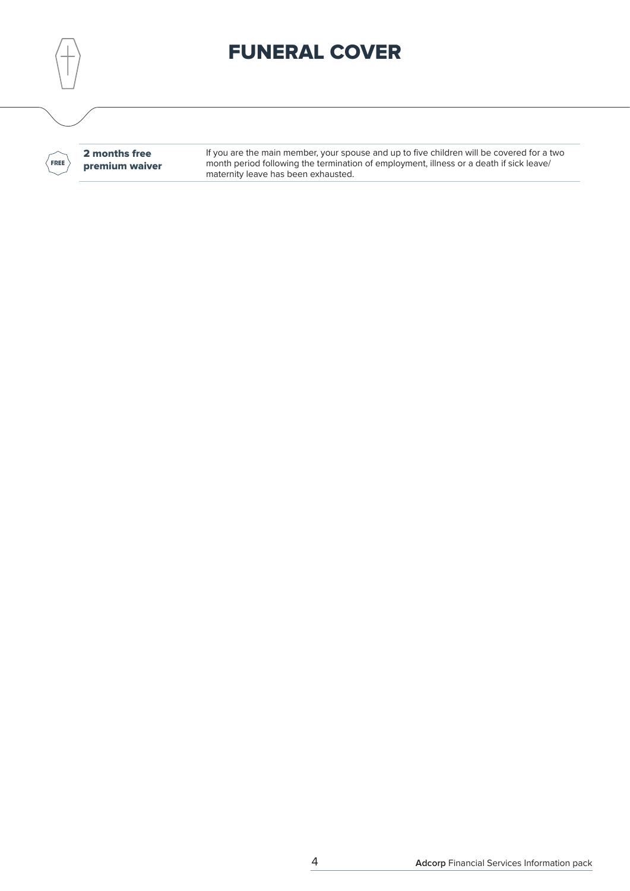# FUNERAL COVER

| | |
|---|---|
| **2 months free premium waiver** | If you are the main member, your spouse and up to five children will be covered for a two month period following the termination of employment, illness or a death if sick leave/ maternity leave has been exhausted. |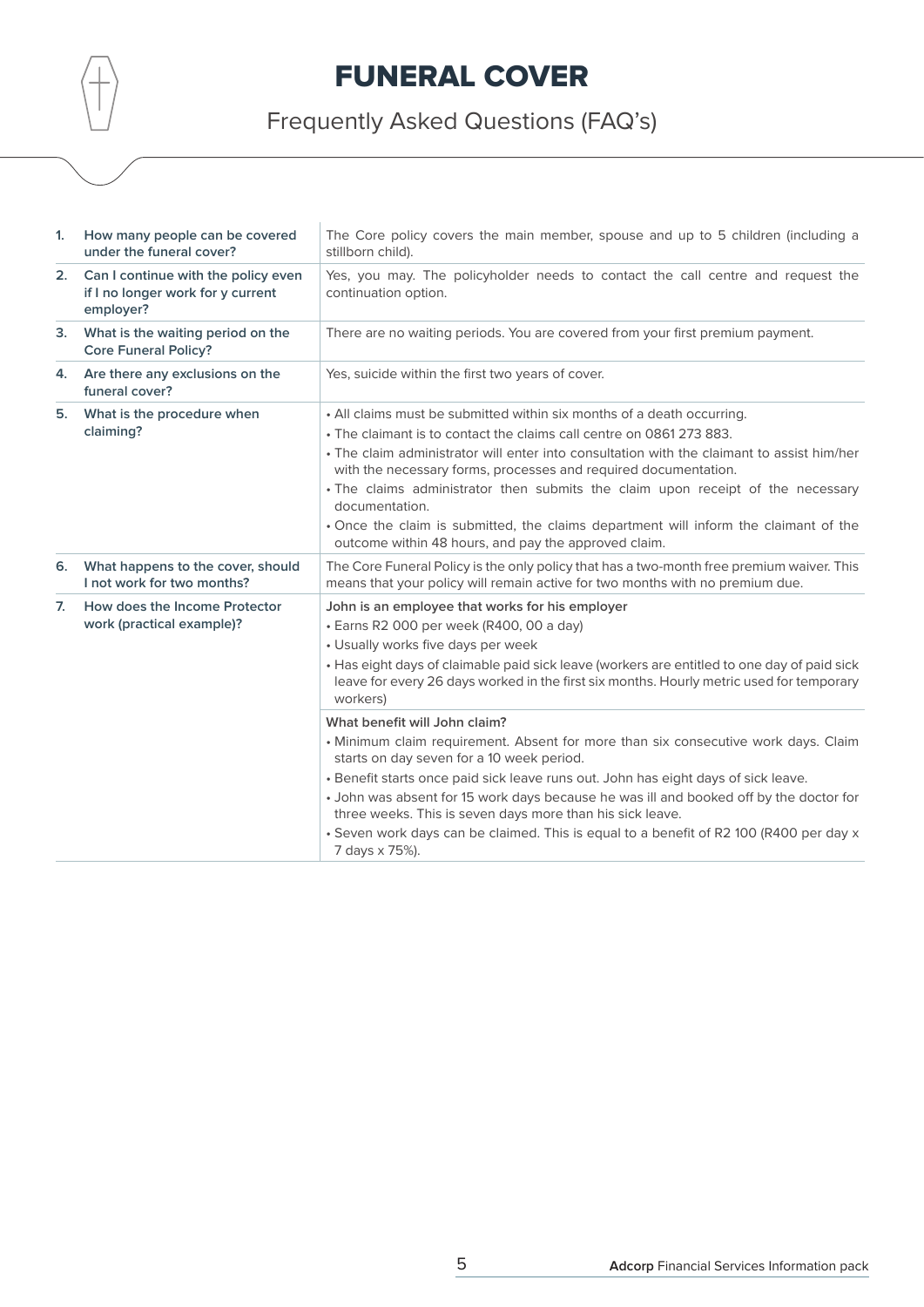# FUNERAL COVER

## Frequently Asked Questions (FAQ's)

| | | |
|---|---|---|
| 1. | **How many people can be covered under the funeral cover?** | The Core policy covers the main member, spouse and up to 5 children (including a stillborn child). |
| 2. | **Can I continue with the policy even if I no longer work for y current employer?** | Yes, you may. The policyholder needs to contact the call centre and request the continuation option. |
| 3. | **What is the waiting period on the Core Funeral Policy?** | There are no waiting periods. You are covered from your first premium payment. |
| 4. | **Are there any exclusions on the funeral cover?** | Yes, suicide within the first two years of cover. |
| 5. | **What is the procedure when claiming?** | • All claims must be submitted within six months of a death occurring.<br>• The claimant is to contact the claims call centre on 0861 273 883.<br>• The claim administrator will enter into consultation with the claimant to assist him/her with the necessary forms, processes and required documentation.<br>• The claims administrator then submits the claim upon receipt of the necessary documentation.<br>• Once the claim is submitted, the claims department will inform the claimant of the outcome within 48 hours, and pay the approved claim. |
| 6. | **What happens to the cover, should I not work for two months?** | The Core Funeral Policy is the only policy that has a two-month free premium waiver. This means that your policy will remain active for two months with no premium due. |
| 7. | **How does the Income Protector work (practical example)?** | **John is an employee that works for his employer**<br>• Earns R2 000 per week (R400, 00 a day)<br>• Usually works five days per week<br>• Has eight days of claimable paid sick leave (workers are entitled to one day of paid sick leave for every 26 days worked in the first six months. Hourly metric used for temporary workers)<br><br>**What benefit will John claim?**<br>• Minimum claim requirement. Absent for more than six consecutive work days. Claim starts on day seven for a 10 week period.<br>• Benefit starts once paid sick leave runs out. John has eight days of sick leave.<br>• John was absent for 15 work days because he was ill and booked off by the doctor for three weeks. This is seven days more than his sick leave.<br>• Seven work days can be claimed. This is equal to a benefit of R2 100 (R400 per day x 7 days x 75%). |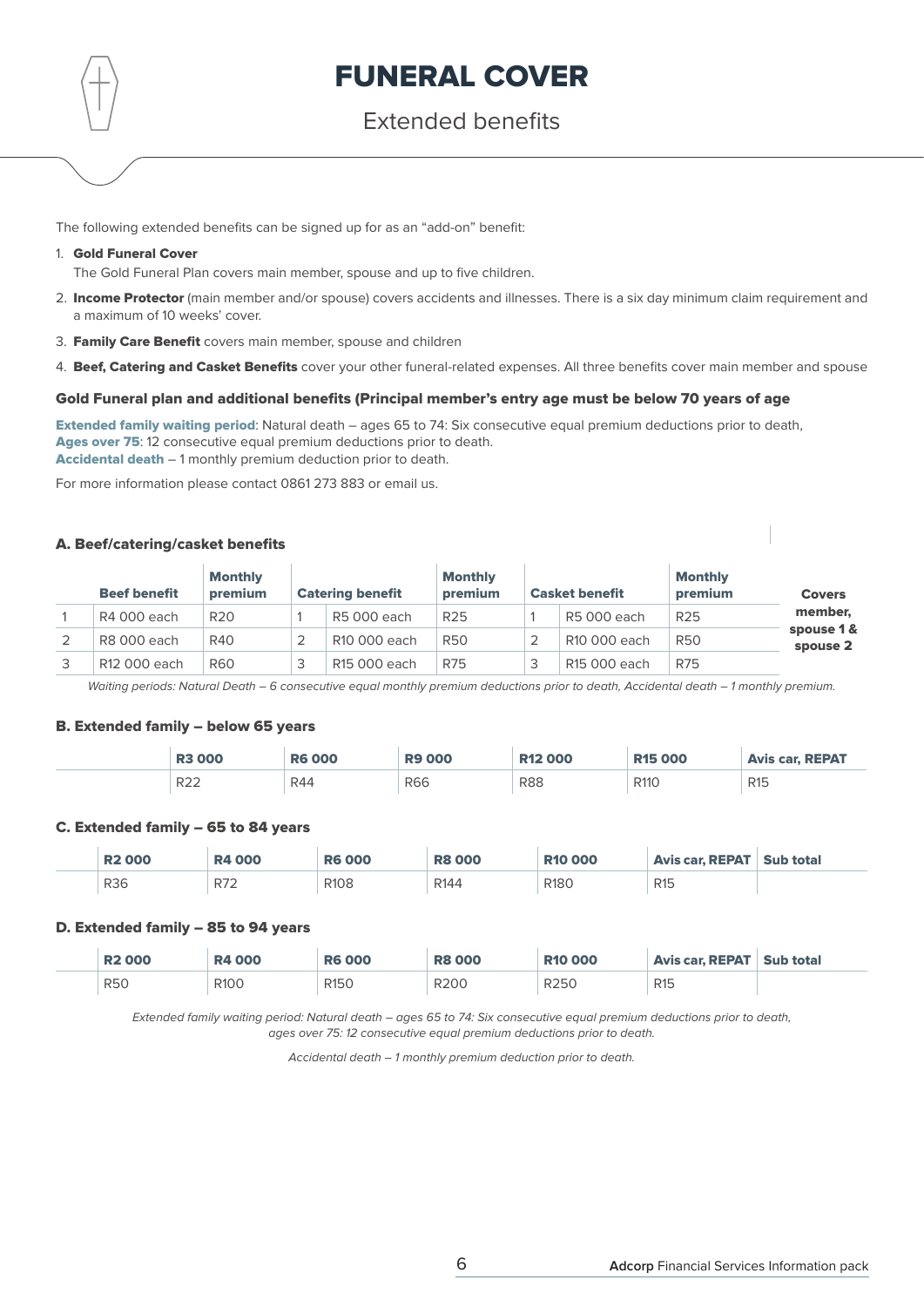# FUNERAL COVER

## Extended benefits

The following extended benefits can be signed up for as an "add-on" benefit:

1. **Gold Funeral Cover**
   The Gold Funeral Plan covers main member, spouse and up to five children.
2. **Income Protector** (main member and/or spouse) covers accidents and illnesses. There is a six day minimum claim requirement and a maximum of 10 weeks' cover.
3. **Family Care Benefit** covers main member, spouse and children
4. **Beef, Catering and Casket Benefits** cover your other funeral-related expenses. All three benefits cover main member and spouse

### Gold Funeral plan and additional benefits (Principal member's entry age must be below 70 years of age

**Extended family waiting period**: Natural death – ages 65 to 74: Six consecutive equal premium deductions prior to death,
**Ages over 75**: 12 consecutive equal premium deductions prior to death.
**Accidental death** – 1 monthly premium deduction prior to death.

For more information please contact 0861 273 883 or email us.

### A. Beef/catering/casket benefits

| | Beef benefit | Monthly premium | | Catering benefit | Monthly premium | | Casket benefit | Monthly premium | Covers |
|---|---|---|---|---|---|---|---|---|---|
| 1 | R4 000 each | R20 | 1 | R5 000 each | R25 | 1 | R5 000 each | R25 | member, spouse 1 & spouse 2 |
| 2 | R8 000 each | R40 | 2 | R10 000 each | R50 | 2 | R10 000 each | R50 | |
| 3 | R12 000 each | R60 | 3 | R15 000 each | R75 | 3 | R15 000 each | R75 | |

*Waiting periods: Natural Death – 6 consecutive equal monthly premium deductions prior to death, Accidental death – 1 monthly premium.*

### B. Extended family – below 65 years

| | R3 000 | R6 000 | R9 000 | R12 000 | R15 000 | Avis car, REPAT |
|---|---|---|---|---|---|---|
| | R22 | R44 | R66 | R88 | R110 | R15 |

### C. Extended family – 65 to 84 years

| | R2 000 | R4 000 | R6 000 | R8 000 | R10 000 | Avis car, REPAT | Sub total |
|---|---|---|---|---|---|---|---|
| | R36 | R72 | R108 | R144 | R180 | R15 | |

### D. Extended family – 85 to 94 years

| | R2 000 | R4 000 | R6 000 | R8 000 | R10 000 | Avis car, REPAT | Sub total |
|---|---|---|---|---|---|---|---|
| | R50 | R100 | R150 | R200 | R250 | R15 | |

*Extended family waiting period: Natural death – ages 65 to 74: Six consecutive equal premium deductions prior to death, ages over 75: 12 consecutive equal premium deductions prior to death.*

*Accidental death – 1 monthly premium deduction prior to death.*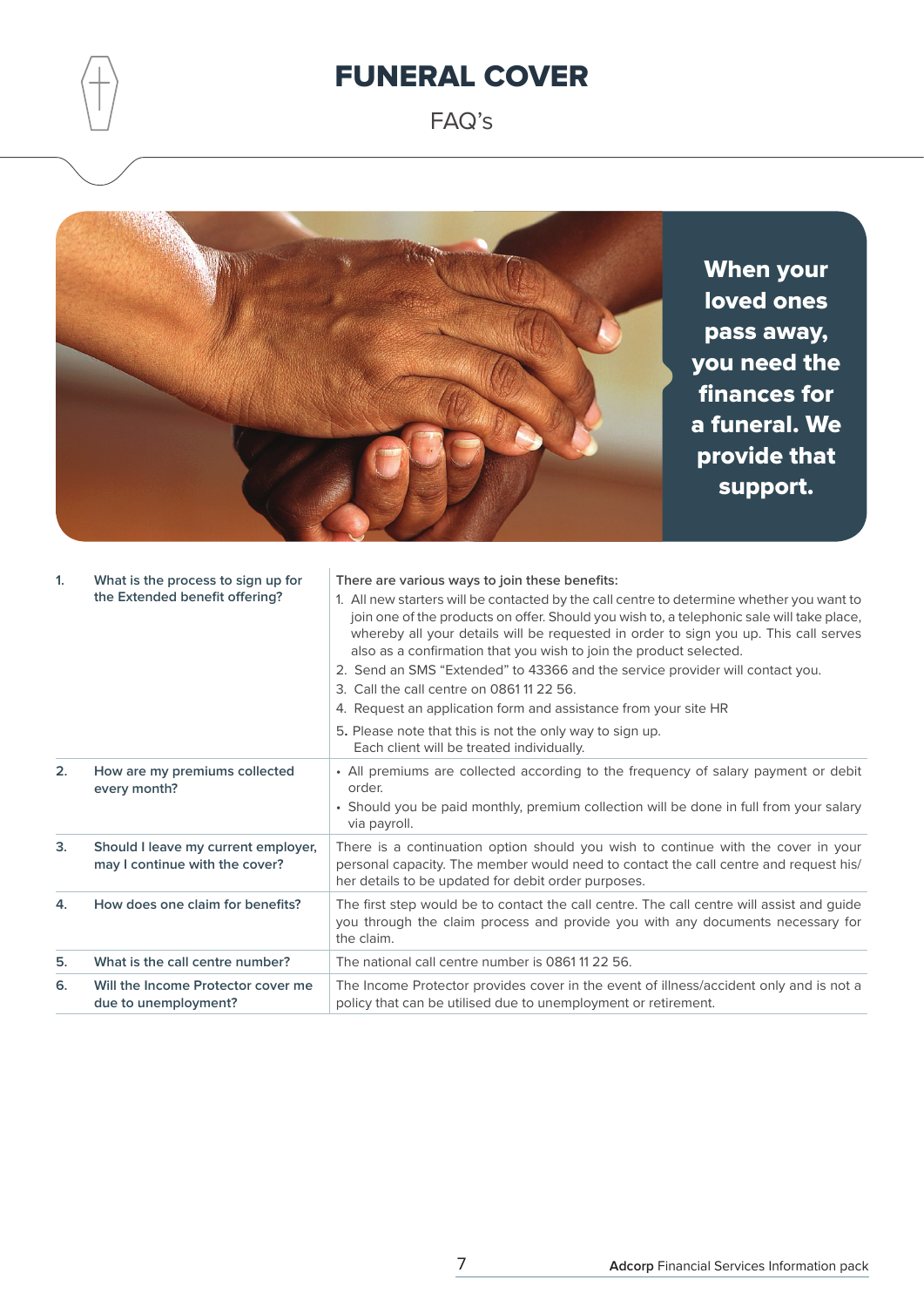# FUNERAL COVER

FAQ's

**When your loved ones pass away, you need the finances for a funeral. We provide that support.**

| | | |
|---|---|---|
| 1. | What is the process to sign up for the Extended benefit offering? | There are various ways to join these benefits:<br>1. All new starters will be contacted by the call centre to determine whether you want to join one of the products on offer. Should you wish to, a telephonic sale will take place, whereby all your details will be requested in order to sign you up. This call serves also as a confirmation that you wish to join the product selected.<br>2. Send an SMS "Extended" to 43366 and the service provider will contact you.<br>3. Call the call centre on 0861 11 22 56.<br>4. Request an application form and assistance from your site HR<br>5. Please note that this is not the only way to sign up. Each client will be treated individually. |
| 2. | How are my premiums collected every month? | • All premiums are collected according to the frequency of salary payment or debit order.<br>• Should you be paid monthly, premium collection will be done in full from your salary via payroll. |
| 3. | Should I leave my current employer, may I continue with the cover? | There is a continuation option should you wish to continue with the cover in your personal capacity. The member would need to contact the call centre and request his/her details to be updated for debit order purposes. |
| 4. | How does one claim for benefits? | The first step would be to contact the call centre. The call centre will assist and guide you through the claim process and provide you with any documents necessary for the claim. |
| 5. | What is the call centre number? | The national call centre number is 0861 11 22 56. |
| 6. | Will the Income Protector cover me due to unemployment? | The Income Protector provides cover in the event of illness/accident only and is not a policy that can be utilised due to unemployment or retirement. |